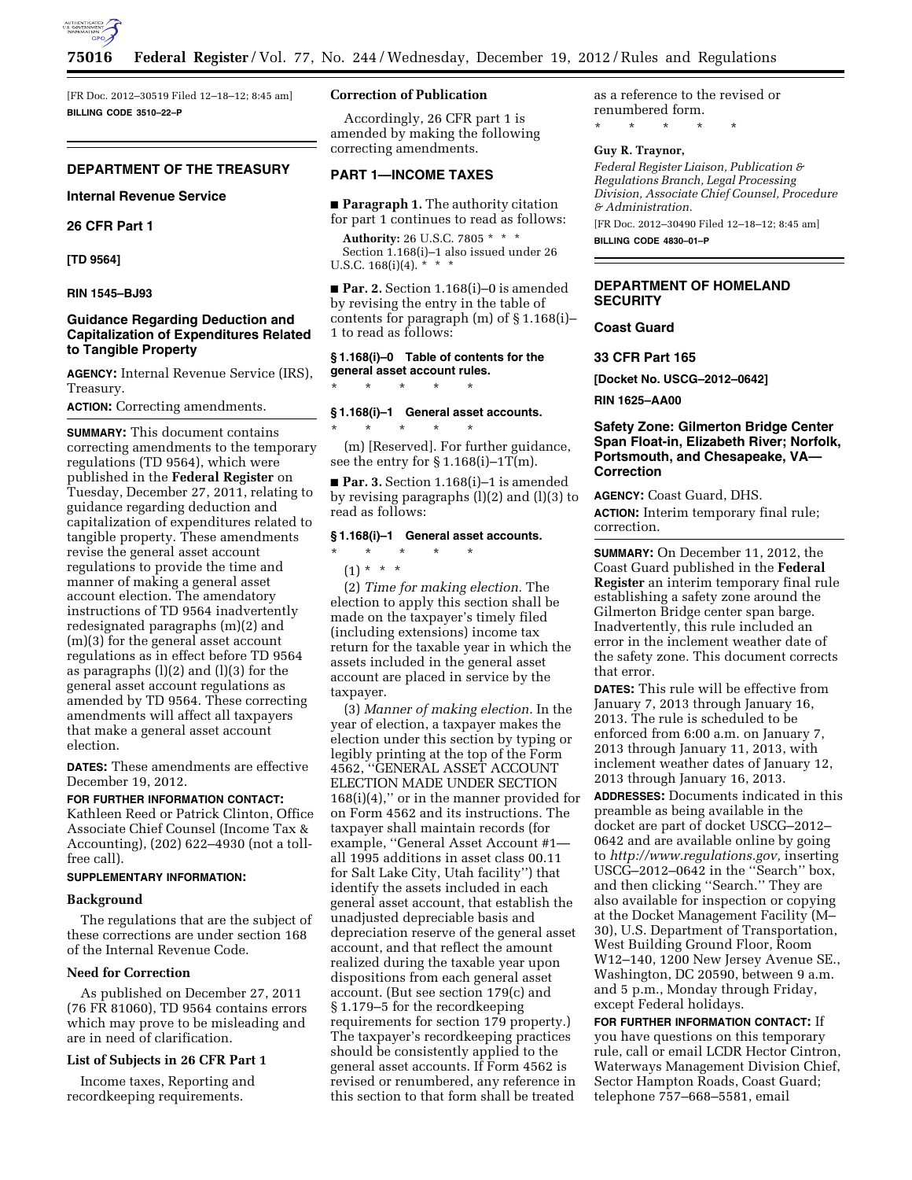[FR Doc. 2012–30519 Filed 12–18–12; 8:45 am]

**BILLING CODE 3510–22–P**

## DEPARTMENT OF THE TREASURY

### Internal Revenue Service

### 26 CFR Part 1

**[TD 9564]**

**RIN 1545–BJ93**

### Guidance Regarding Deduction and Capitalization of Expenditures Related to Tangible Property

**AGENCY:** Internal Revenue Service (IRS), Treasury.

**ACTION:** Correcting amendments.

**SUMMARY:** This document contains correcting amendments to the temporary regulations (TD 9564), which were published in the **Federal Register** on Tuesday, December 27, 2011, relating to guidance regarding deduction and capitalization of expenditures related to tangible property. These amendments revise the general asset account regulations to provide the time and manner of making a general asset account election. The amendatory instructions of TD 9564 inadvertently redesignated paragraphs (m)(2) and (m)(3) for the general asset account regulations as in effect before TD 9564 as paragraphs (l)(2) and (l)(3) for the general asset account regulations as amended by TD 9564. These correcting amendments will affect all taxpayers that make a general asset account election.

**DATES:** These amendments are effective December 19, 2012.

**FOR FURTHER INFORMATION CONTACT:** Kathleen Reed or Patrick Clinton, Office Associate Chief Counsel (Income Tax & Accounting), (202) 622–4930 (not a toll-free call).

**SUPPLEMENTARY INFORMATION:**

**Background**

The regulations that are the subject of these corrections are under section 168 of the Internal Revenue Code.

**Need for Correction**

As published on December 27, 2011 (76 FR 81060), TD 9564 contains errors which may prove to be misleading and are in need of clarification.

**List of Subjects in 26 CFR Part 1**

Income taxes, Reporting and recordkeeping requirements.

**Correction of Publication**

Accordingly, 26 CFR part 1 is amended by making the following correcting amendments.

## PART 1—INCOME TAXES

■ **Paragraph 1.** The authority citation for part 1 continues to read as follows:

**Authority:** 26 U.S.C. 7805 * * *
Section 1.168(i)–1 also issued under 26 U.S.C. 168(i)(4). * * *

■ **Par. 2.** Section 1.168(i)–0 is amended by revising the entry in the table of contents for paragraph (m) of § 1.168(i)–1 to read as follows:

**§ 1.168(i)–0 Table of contents for the general asset account rules.**

\* \* \* \* \*

**§ 1.168(i)–1 General asset accounts.**

\* \* \* \* \*

(m) [Reserved]. For further guidance, see the entry for § 1.168(i)–1T(m).

■ **Par. 3.** Section 1.168(i)–1 is amended by revising paragraphs (l)(2) and (l)(3) to read as follows:

**§ 1.168(i)–1 General asset accounts.**

\* \* \* \* \*

(l) * * *

(2) *Time for making election.* The election to apply this section shall be made on the taxpayer's timely filed (including extensions) income tax return for the taxable year in which the assets included in the general asset account are placed in service by the taxpayer.

(3) *Manner of making election.* In the year of election, a taxpayer makes the election under this section by typing or legibly printing at the top of the Form 4562, ''GENERAL ASSET ACCOUNT ELECTION MADE UNDER SECTION 168(i)(4),'' or in the manner provided for on Form 4562 and its instructions. The taxpayer shall maintain records (for example, ''General Asset Account #1—all 1995 additions in asset class 00.11 for Salt Lake City, Utah facility'') that identify the assets included in each general asset account, that establish the unadjusted depreciable basis and depreciation reserve of the general asset account, and that reflect the amount realized during the taxable year upon dispositions from each general asset account. (But see section 179(c) and § 1.179–5 for the recordkeeping requirements for section 179 property.) The taxpayer's recordkeeping practices should be consistently applied to the general asset accounts. If Form 4562 is revised or renumbered, any reference in this section to that form shall be treated as a reference to the revised or renumbered form.

\* \* \* \* \*

**Guy R. Traynor,**

*Federal Register Liaison, Publication & Regulations Branch, Legal Processing Division, Associate Chief Counsel, Procedure & Administration.*

[FR Doc. 2012–30490 Filed 12–18–12; 8:45 am]

**BILLING CODE 4830–01–P**

## DEPARTMENT OF HOMELAND SECURITY

### Coast Guard

### 33 CFR Part 165

**[Docket No. USCG–2012–0642]**

**RIN 1625–AA00**

### Safety Zone: Gilmerton Bridge Center Span Float-in, Elizabeth River; Norfolk, Portsmouth, and Chesapeake, VA—Correction

**AGENCY:** Coast Guard, DHS.

**ACTION:** Interim temporary final rule; correction.

**SUMMARY:** On December 11, 2012, the Coast Guard published in the **Federal Register** an interim temporary final rule establishing a safety zone around the Gilmerton Bridge center span barge. Inadvertently, this rule included an error in the inclement weather date of the safety zone. This document corrects that error.

**DATES:** This rule will be effective from January 7, 2013 through January 16, 2013. The rule is scheduled to be enforced from 6:00 a.m. on January 7, 2013 through January 11, 2013, with inclement weather dates of January 12, 2013 through January 16, 2013.

**ADDRESSES:** Documents indicated in this preamble as being available in the docket are part of docket USCG–2012–0642 and are available online by going to *http://www.regulations.gov,* inserting USCG–2012–0642 in the ''Search'' box, and then clicking ''Search.'' They are also available for inspection or copying at the Docket Management Facility (M–30), U.S. Department of Transportation, West Building Ground Floor, Room W12–140, 1200 New Jersey Avenue SE., Washington, DC 20590, between 9 a.m. and 5 p.m., Monday through Friday, except Federal holidays.

**FOR FURTHER INFORMATION CONTACT:** If you have questions on this temporary rule, call or email LCDR Hector Cintron, Waterways Management Division Chief, Sector Hampton Roads, Coast Guard; telephone 757–668–5581, email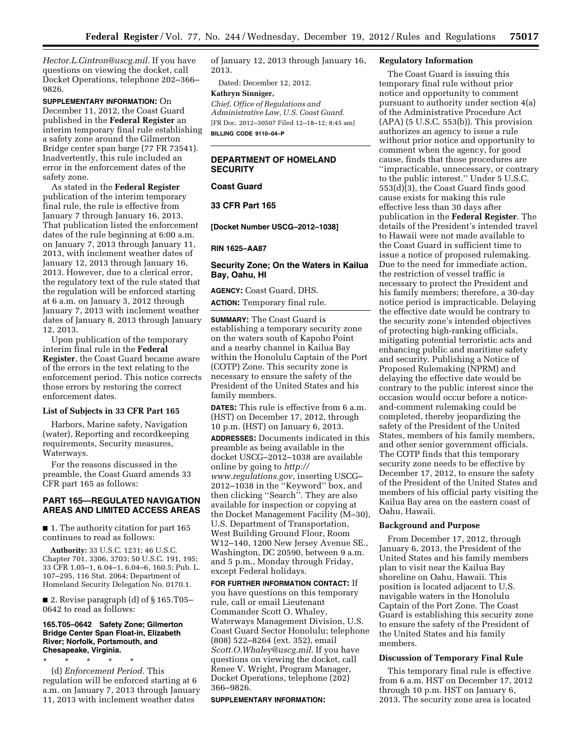*Hector.L.Cintron@uscg.mil.* If you have questions on viewing the docket, call Docket Operations, telephone 202–366–9826.

**SUPPLEMENTARY INFORMATION:** On December 11, 2012, the Coast Guard published in the **Federal Register** an interim temporary final rule establishing a safety zone around the Gilmerton Bridge center span barge (77 FR 73541). Inadvertently, this rule included an error in the enforcement dates of the safety zone.

As stated in the **Federal Register** publication of the interim temporary final rule, the rule is effective from January 7 through January 16, 2013. That publication listed the enforcement dates of the rule beginning at 6:00 a.m. on January 7, 2013 through January 11, 2013, with inclement weather dates of January 12, 2013 through January 16, 2013. However, due to a clerical error, the regulatory text of the rule stated that the regulation will be enforced starting at 6 a.m. on January 3, 2012 through January 7, 2013 with inclement weather dates of January 8, 2013 through January 12, 2013.

Upon publication of the temporary interim final rule in the **Federal Register**, the Coast Guard became aware of the errors in the text relating to the enforcement period. This notice corrects those errors by restoring the correct enforcement dates.

**List of Subjects in 33 CFR Part 165**

Harbors, Marine safety, Navigation (water), Reporting and recordkeeping requirements, Security measures, Waterways.

For the reasons discussed in the preamble, the Coast Guard amends 33 CFR part 165 as follows:

## PART 165—REGULATED NAVIGATION AREAS AND LIMITED ACCESS AREAS

■ 1. The authority citation for part 165 continues to read as follows:

**Authority:** 33 U.S.C. 1231; 46 U.S.C. Chapter 701, 3306, 3703; 50 U.S.C. 191, 195; 33 CFR 1.05–1, 6.04–1, 6.04–6, 160.5; Pub. L. 107–295, 116 Stat. 2064; Department of Homeland Security Delegation No. 0170.1.

■ 2. Revise paragraph (d) of § 165.T05–0642 to read as follows:

**165.T05–0642 Safety Zone; Gilmerton Bridge Center Span Float-in, Elizabeth River; Norfolk, Portsmouth, and Chesapeake, Virginia.**

\* \* \* \* \*

(d) *Enforcement Period.* This regulation will be enforced starting at 6 a.m. on January 7, 2013 through January 11, 2013 with inclement weather dates of January 12, 2013 through January 16, 2013.

Dated: December 12, 2012.

**Kathryn Sinniger,**

*Chief, Office of Regulations and Administrative Law, U.S. Coast Guard.*

[FR Doc. 2012–30507 Filed 12–18–12; 8:45 am]

**BILLING CODE 9110–04–P**

---

## DEPARTMENT OF HOMELAND SECURITY

## Coast Guard

## 33 CFR Part 165

**[Docket Number USCG–2012–1038]**

**RIN 1625–AA87**

## Security Zone; On the Waters in Kailua Bay, Oahu, HI

**AGENCY:** Coast Guard, DHS.

**ACTION:** Temporary final rule.

**SUMMARY:** The Coast Guard is establishing a temporary security zone on the waters south of Kapoho Point and a nearby channel in Kailua Bay within the Honolulu Captain of the Port (COTP) Zone. This security zone is necessary to ensure the safety of the President of the United States and his family members.

**DATES:** This rule is effective from 6 a.m. (HST) on December 17, 2012, through 10 p.m. (HST) on January 6, 2013.

**ADDRESSES:** Documents indicated in this preamble as being available in the docket USCG–2012–1038 are available online by going to *http://www.regulations.gov,* inserting USCG–2012–1038 in the ''Keyword'' box, and then clicking ''Search''. They are also available for inspection or copying at the Docket Management Facility (M–30), U.S. Department of Transportation, West Building Ground Floor, Room W12–140, 1200 New Jersey Avenue SE., Washington, DC 20590, between 9 a.m. and 5 p.m., Monday through Friday, except Federal holidays.

**FOR FURTHER INFORMATION CONTACT:** If you have questions on this temporary rule, call or email Lieutenant Commander Scott O. Whaley, Waterways Management Division, U.S. Coast Guard Sector Honolulu; telephone (808) 522–8264 (ext. 352), email *Scott.O.Whaley@uscg.mil.* If you have questions on viewing the docket, call Renee V. Wright, Program Manager, Docket Operations, telephone (202) 366–9826.

**SUPPLEMENTARY INFORMATION:**

### Regulatory Information

The Coast Guard is issuing this temporary final rule without prior notice and opportunity to comment pursuant to authority under section 4(a) of the Administrative Procedure Act (APA) (5 U.S.C. 553(b)). This provision authorizes an agency to issue a rule without prior notice and opportunity to comment when the agency, for good cause, finds that those procedures are ''impracticable, unnecessary, or contrary to the public interest.'' Under 5 U.S.C. 553(d)(3), the Coast Guard finds good cause exists for making this rule effective less than 30 days after publication in the **Federal Register**. The details of the President's intended travel to Hawaii were not made available to the Coast Guard in sufficient time to issue a notice of proposed rulemaking. Due to the need for immediate action, the restriction of vessel traffic is necessary to protect the President and his family members; therefore, a 30-day notice period is impracticable. Delaying the effective date would be contrary to the security zone's intended objectives of protecting high-ranking officials, mitigating potential terroristic acts and enhancing public and maritime safety and security. Publishing a Notice of Proposed Rulemaking (NPRM) and delaying the effective date would be contrary to the public interest since the occasion would occur before a notice-and-comment rulemaking could be completed, thereby jeopardizing the safety of the President of the United States, members of his family members, and other senior government officials. The COTP finds that this temporary security zone needs to be effective by December 17, 2012, to ensure the safety of the President of the United States and members of his official party visiting the Kailua Bay area on the eastern coast of Oahu, Hawaii.

### Background and Purpose

From December 17, 2012, through January 6, 2013, the President of the United States and his family members plan to visit near the Kailua Bay shoreline on Oahu, Hawaii. This position is located adjacent to U.S. navigable waters in the Honolulu Captain of the Port Zone. The Coast Guard is establishing this security zone to ensure the safety of the President of the United States and his family members.

### Discussion of Temporary Final Rule

This temporary final rule is effective from 6 a.m. HST on December 17, 2012 through 10 p.m. HST on January 6, 2013. The security zone area is located